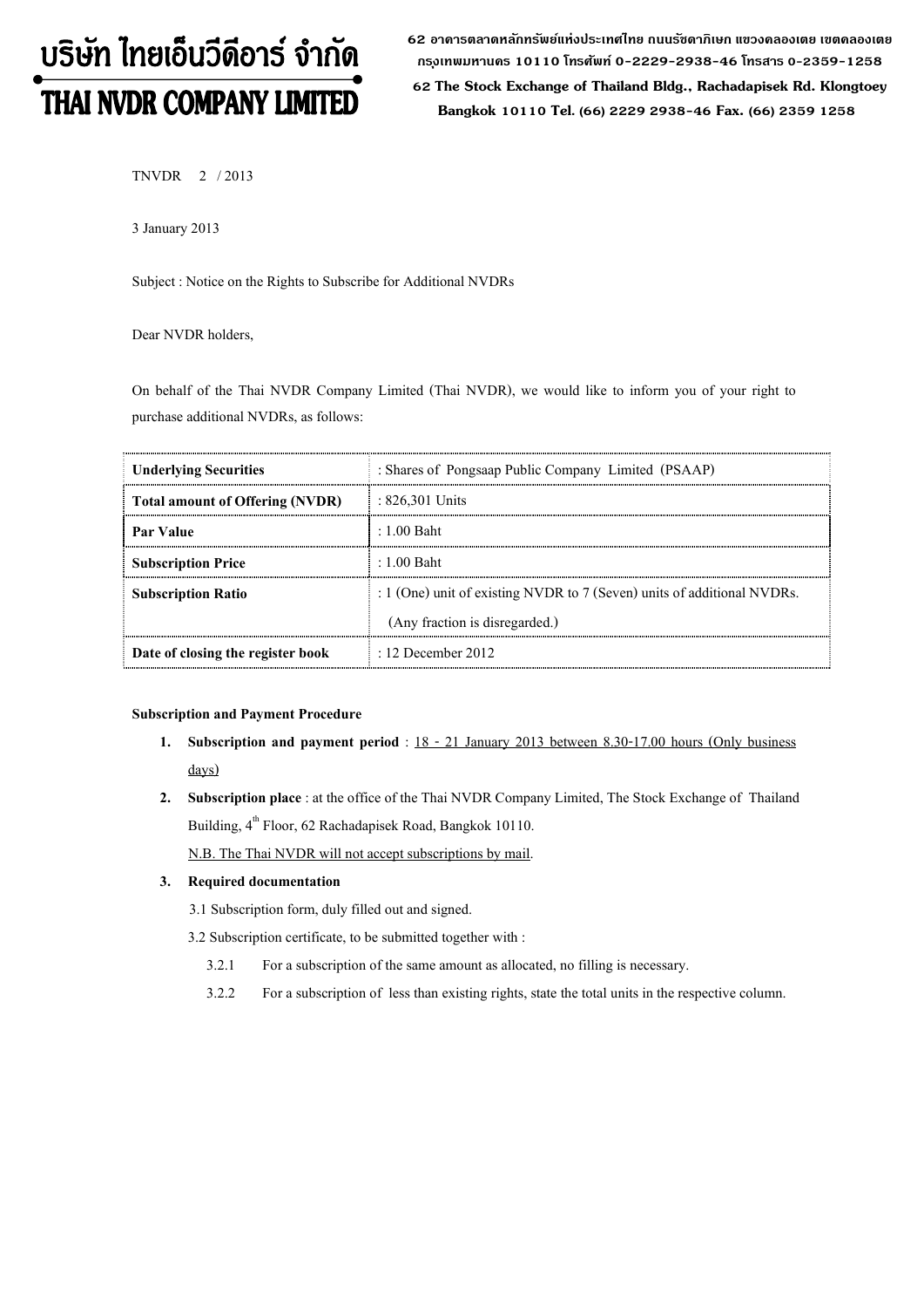# บริษัท ไทยเอ็นวีดีอาร์ จำกัด
# THAI NVDR COMPANY LIMITED

62 อาคารตลาดหลักทรัพย์แห่งประเทศไทย ถนนรัชดาภิเษก แขวงคลองเตย เขตคลองเตย กรุงเทพมหานคร 10110 โทรศัพท์ 0-2229-2938-46 โทรสาร 0-2359-1258
62 The Stock Exchange of Thailand Bldg., Rachadapisek Rd. Klongtoey Bangkok 10110 Tel. (66) 2229 2938-46 Fax. (66) 2359 1258

TNVDR 2 / 2013

3 January 2013

Subject : Notice on the Rights to Subscribe for Additional NVDRs

Dear NVDR holders,

On behalf of the Thai NVDR Company Limited (Thai NVDR), we would like to inform you of your right to purchase additional NVDRs, as follows:

| | |
|---|---|
| **Underlying Securities** | : Shares of Pongsaap Public Company Limited (PSAAP) |
| **Total amount of Offering (NVDR)** | : 826,301 Units |
| **Par Value** | : 1.00 Baht |
| **Subscription Price** | : 1.00 Baht |
| **Subscription Ratio** | : 1 (One) unit of existing NVDR to 7 (Seven) units of additional NVDRs. (Any fraction is disregarded.) |
| **Date of closing the register book** | : 12 December 2012 |

**Subscription and Payment Procedure**

1. **Subscription and payment period** : 18 - 21 January 2013 between 8.30-17.00 hours (Only business days)
2. **Subscription place** : at the office of the Thai NVDR Company Limited, The Stock Exchange of Thailand Building, 4th Floor, 62 Rachadapisek Road, Bangkok 10110.
   N.B. The Thai NVDR will not accept subscriptions by mail.
3. **Required documentation**
   3.1 Subscription form, duly filled out and signed.
   3.2 Subscription certificate, to be submitted together with :
      3.2.1 For a subscription of the same amount as allocated, no filling is necessary.
      3.2.2 For a subscription of less than existing rights, state the total units in the respective column.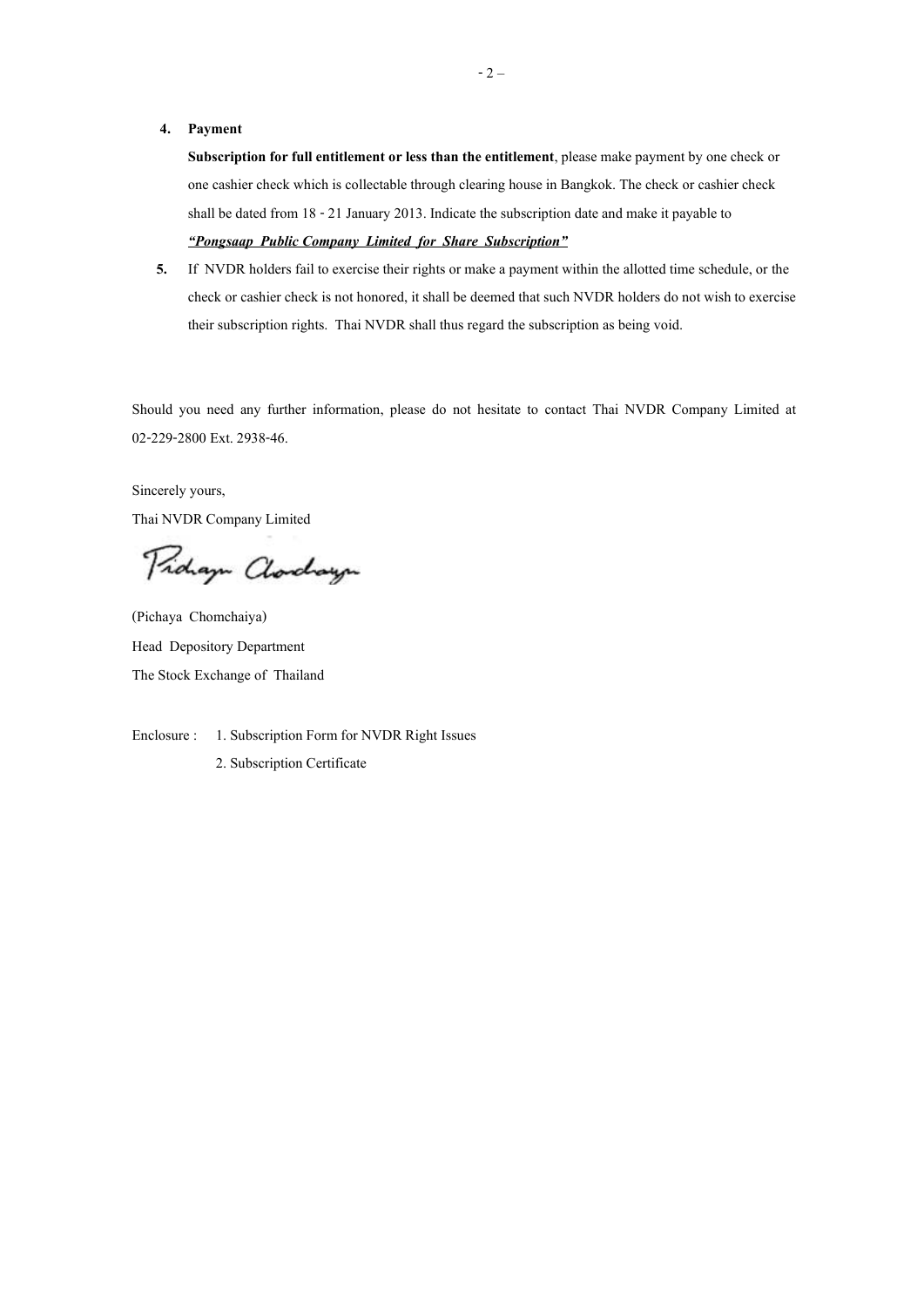**4. Payment**

**Subscription for full entitlement or less than the entitlement**, please make payment by one check or one cashier check which is collectable through clearing house in Bangkok. The check or cashier check shall be dated from 18 - 21 January 2013. Indicate the subscription date and make it payable to

***"Pongsaap Public Company Limited for Share Subscription"***

**5.** If NVDR holders fail to exercise their rights or make a payment within the allotted time schedule, or the check or cashier check is not honored, it shall be deemed that such NVDR holders do not wish to exercise their subscription rights. Thai NVDR shall thus regard the subscription as being void.

Should you need any further information, please do not hesitate to contact Thai NVDR Company Limited at 02-229-2800 Ext. 2938-46.

Sincerely yours,

Thai NVDR Company Limited

(Pichaya Chomchaiya)

Head Depository Department

The Stock Exchange of Thailand

Enclosure : 1. Subscription Form for NVDR Right Issues

2. Subscription Certificate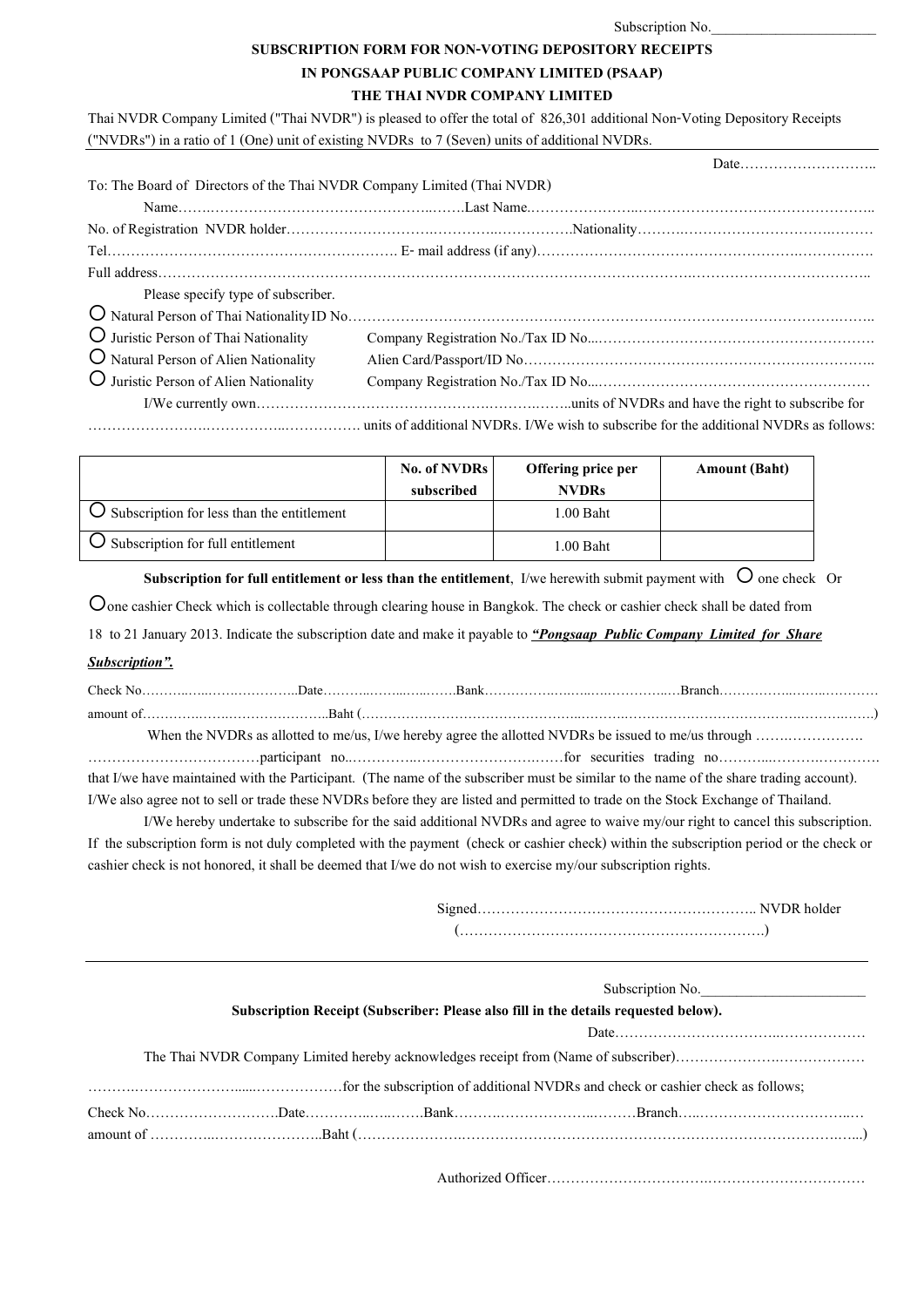Subscription No.______________________

**SUBSCRIPTION FORM FOR NON-VOTING DEPOSITORY RECEIPTS**

**IN PONGSAAP PUBLIC COMPANY LIMITED (PSAAP)**

**THE THAI NVDR COMPANY LIMITED**

Thai NVDR Company Limited ("Thai NVDR") is pleased to offer the total of 826,301 additional Non-Voting Depository Receipts ("NVDRs") in a ratio of 1 (One) unit of existing NVDRs to 7 (Seven) units of additional NVDRs.

Date………………………..

To: The Board of Directors of the Thai NVDR Company Limited (Thai NVDR)

Name…….…………………………………………..…….Last Name.…………………..…………………………………………..

No. of Registration NVDR holder……………………….………..…………….Nationality……….…………………………….………

Tel……………………………………………………. E- mail address (if any)……………………………………………….……………

Full address………………………………………………………………………………………….………………………………..

Please specify type of subscriber.

○ Natural Person of Thai Nationality ID No……………………………………………………………………………………….……..

○ Juristic Person of Thai Nationality Company Registration No./Tax ID No...………………………………………………….

○ Natural Person of Alien Nationality Alien Card/Passport/ID No………………………………………………………………..

○ Juristic Person of Alien Nationality Company Registration No./Tax ID No...…………………………………………………

I/We currently own…………………………………………….……….……..units of NVDRs and have the right to subscribe for ……………………..……………..……………. units of additional NVDRs. I/We wish to subscribe for the additional NVDRs as follows:

| | No. of NVDRs subscribed | Offering price per NVDRs | Amount (Baht) |
|---|---|---|---|
| ○ Subscription for less than the entitlement | | 1.00 Baht | |
| ○ Subscription for full entitlement | | 1.00 Baht | |

**Subscription for full entitlement or less than the entitlement**, I/we herewith submit payment with ○ one check Or ○ one cashier Check which is collectable through clearing house in Bangkok. The check or cashier check shall be dated from 18 to 21 January 2013. Indicate the subscription date and make it payable to ***"Pongsaap Public Company Limited for Share Subscription".***

Check No………..…..……..………..Date………..……..…..……Bank…………….……..….…………..…Branch…………….…….…………

amount of…………..…….……………….Baht (……………………………………………………………………………………….…….)

When the NVDRs as allotted to me/us, I/we hereby agree the allotted NVDRs be issued to me/us through ……..…………….

………………………………participant no..…………..………………………for securities trading no………...……….……….

that I/we have maintained with the Participant. (The name of the subscriber must be similar to the name of the share trading account). I/We also agree not to sell or trade these NVDRs before they are listed and permitted to trade on the Stock Exchange of Thailand.

I/We hereby undertake to subscribe for the said additional NVDRs and agree to waive my/our right to cancel this subscription. If the subscription form is not duly completed with the payment (check or cashier check) within the subscription period or the check or cashier check is not honored, it shall be deemed that I/we do not wish to exercise my/our subscription rights.

Signed………………………………………………….. NVDR holder

(……………………………………………………….)

---

Subscription No.______________________

**Subscription Receipt (Subscriber: Please also fill in the details requested below).**

Date……………………………..………………

The Thai NVDR Company Limited hereby acknowledges receipt from (Name of subscriber)…………………..………………

………..…………………......………………for the subscription of additional NVDRs and check or cashier check as follows;

Check No……………………….Date…………..…..…….Bank……….………………..………Branch…..…………………………..…

amount of …………..…………………..Baht (……………….……………………………………………………………………...)

Authorized Officer…………………………….……………………………